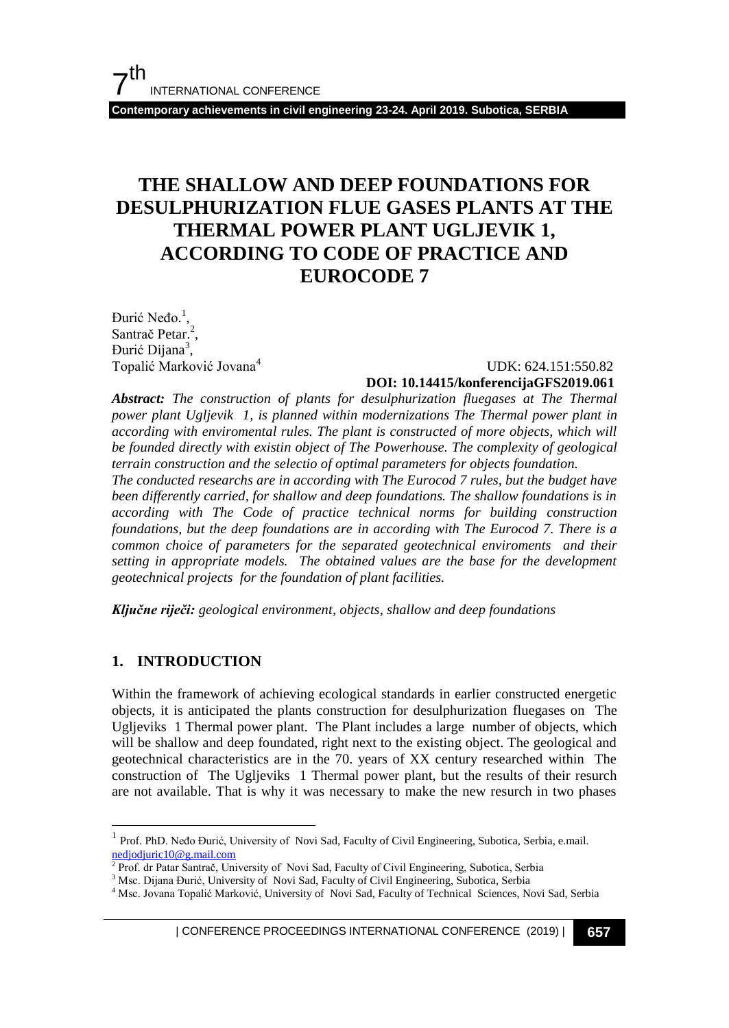# THE SHALLOW AND DEEP FOUNDATIONS FOR DESULPHURIZATION FLUE GASES PLANTS AT THE THERMAL POWER PLANT UGLJEVIK 1, ACCORDING TO CODE OF PRACTICE AND EUROCODE 7

Đurić Neđo.[1],
Santrač Petar.[2],
Đurić Dijana[3],
Topalić Marković Jovana[4]

UDK: 624.151:550.82
**DOI: 10.14415/konferencijaGFS2019.061**

***Abstract:*** *The construction of plants for desulphurization fluegases at The Thermal power plant Ugljevik 1, is planned within modernizations The Thermal power plant in according with enviromental rules. The plant is constructed of more objects, which will be founded directly with existin object of The Powerhouse. The complexity of geological terrain construction and the selectio of optimal parameters for objects foundation.*
*The conducted researchs are in according with The Eurocod 7 rules, but the budget have been differently carried, for shallow and deep foundations. The shallow foundations is in according with The Code of practice technical norms for building construction foundations, but the deep foundations are in according with The Eurocod 7. There is a common choice of parameters for the separated geotechnical enviroments and their setting in appropriate models. The obtained values are the base for the development geotechnical projects for the foundation of plant facilities.*

***Ključne riječi:*** *geological environment, objects, shallow and deep foundations*

## 1. INTRODUCTION

Within the framework of achieving ecological standards in earlier constructed energetic objects, it is anticipated the plants construction for desulphurization fluegases on The Ugljeviks 1 Thermal power plant. The Plant includes a large number of objects, which will be shallow and deep foundated, right next to the existing object. The geological and geotechnical characteristics are in the 70. years of XX century researched within The construction of The Ugljeviks 1 Thermal power plant, but the results of their resurch are not available. That is why it was necessary to make the new resurch in two phases

---

[1] Prof. PhD. Neđo Đurić, University of Novi Sad, Faculty of Civil Engineering, Subotica, Serbia, e.mail. nedjodjuric10@g.mail.com

[2] Prof. dr Patar Santrač, University of Novi Sad, Faculty of Civil Engineering, Subotica, Serbia

[3] Msc. Dijana Đurić, University of Novi Sad, Faculty of Civil Engineering, Subotica, Serbia

[4] Msc. Jovana Topalić Marković, University of Novi Sad, Faculty of Technical Sciences, Novi Sad, Serbia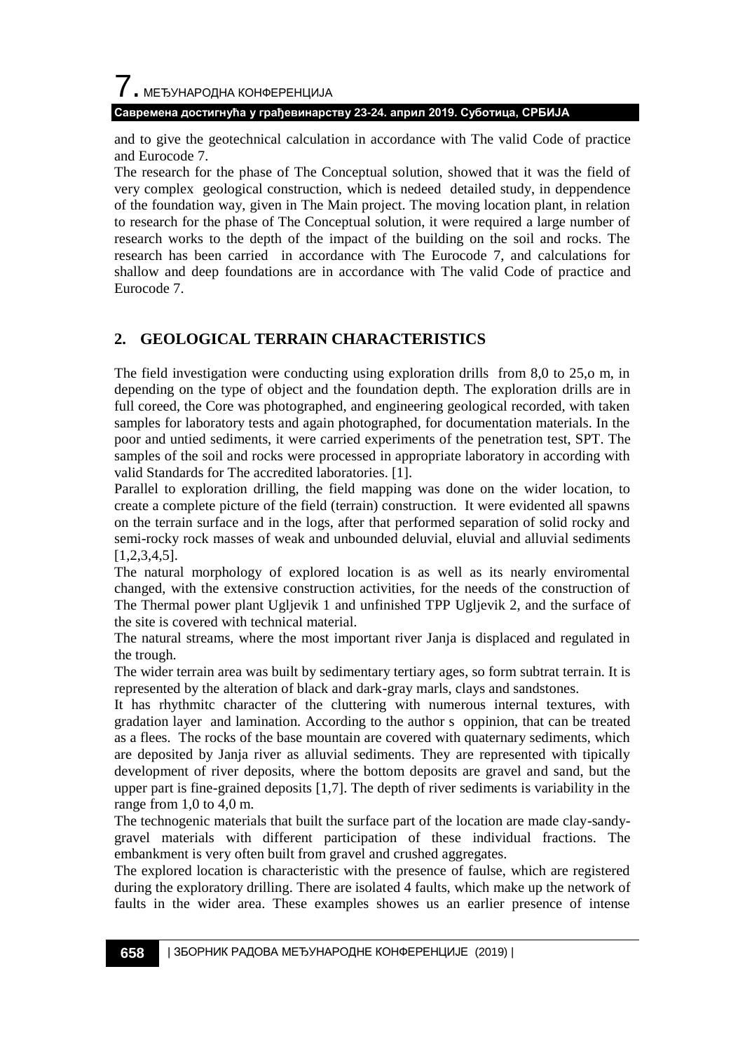and to give the geotechnical calculation in accordance with The valid Code of practice and Eurocode 7.

The research for the phase of The Conceptual solution, showed that it was the field of very complex geological construction, which is nedeed detailed study, in deppendence of the foundation way, given in The Main project. The moving location plant, in relation to research for the phase of The Conceptual solution, it were required a large number of research works to the depth of the impact of the building on the soil and rocks. The research has been carried in accordance with The Eurocode 7, and calculations for shallow and deep foundations are in accordance with The valid Code of practice and Eurocode 7.

## 2. GEOLOGICAL TERRAIN CHARACTERISTICS

The field investigation were conducting using exploration drills from 8,0 to 25,o m, in depending on the type of object and the foundation depth. The exploration drills are in full coreed, the Core was photographed, and engineering geological recorded, with taken samples for laboratory tests and again photographed, for documentation materials. In the poor and untied sediments, it were carried experiments of the penetration test, SPT. The samples of the soil and rocks were processed in appropriate laboratory in according with valid Standards for The accredited laboratories. [1].

Parallel to exploration drilling, the field mapping was done on the wider location, to create a complete picture of the field (terrain) construction. It were evidented all spawns on the terrain surface and in the logs, after that performed separation of solid rocky and semi-rocky rock masses of weak and unbounded deluvial, eluvial and alluvial sediments [1,2,3,4,5].

The natural morphology of explored location is as well as its nearly enviromental changed, with the extensive construction activities, for the needs of the construction of The Thermal power plant Ugljevik 1 and unfinished TPP Ugljevik 2, and the surface of the site is covered with technical material.

The natural streams, where the most important river Janja is displaced and regulated in the trough.

The wider terrain area was built by sedimentary tertiary ages, so form subtrat terrain. It is represented by the alteration of black and dark-gray marls, clays and sandstones.

It has rhythmitc character of the cluttering with numerous internal textures, with gradation layer and lamination. According to the author s oppinion, that can be treated as a flees. The rocks of the base mountain are covered with quaternary sediments, which are deposited by Janja river as alluvial sediments. They are represented with tipically development of river deposits, where the bottom deposits are gravel and sand, but the upper part is fine-grained deposits [1,7]. The depth of river sediments is variability in the range from 1,0 to 4,0 m.

The technogenic materials that built the surface part of the location are made clay-sandy-gravel materials with different participation of these individual fractions. The embankment is very often built from gravel and crushed aggregates.

The explored location is characteristic with the presence of faulse, which are registered during the exploratory drilling. There are isolated 4 faults, which make up the network of faults in the wider area. These examples showes us an earlier presence of intense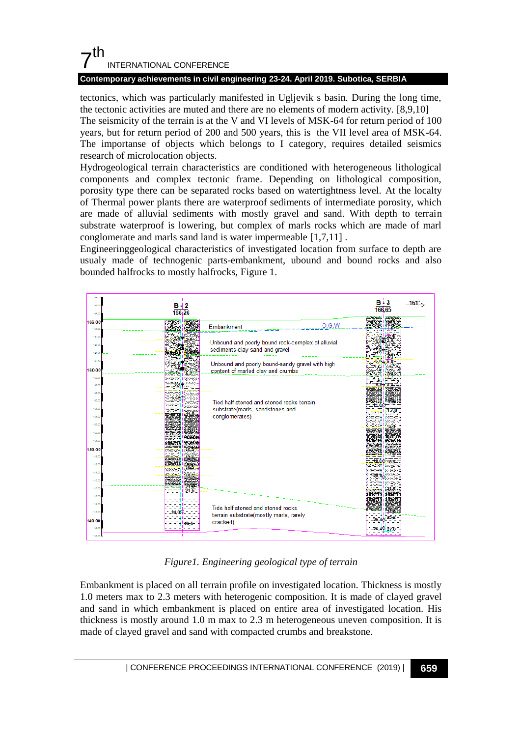tectonics, which was particularly manifested in Ugljevik s basin. During the long time, the tectonic activities are muted and there are no elements of modern activity. [8,9,10]
The seismicity of the terrain is at the V and VI levels of MSK-64 for return period of 100 years, but for return period of 200 and 500 years, this is the VII level area of MSK-64. The importanse of objects which belongs to I category, requires detailed seismics research of microlocation objects.
Hydrogeological terrain characteristics are conditioned with heterogeneous lithological components and complex tectonic frame. Depending on lithological composition, porosity type there can be separated rocks based on watertightness level. At the localty of Thermal power plants there are waterproof sediments of intermediate porosity, which are made of alluvial sediments with mostly gravel and sand. With depth to terrain substrate waterproof is lowering, but complex of marls rocks which are made of marl conglomerate and marls sand land is water impermeable [1,7,11] .
Engineeringgeological characteristics of investigated location from surface to depth are usualy made of technogenic parts-embankment, ubound and bound rocks and also bounded halfrocks to mostly halfrocks, Figure 1.

*Figure1. Engineering geological type of terrain*

Embankment is placed on all terrain profile on investigated location. Thickness is mostly 1.0 meters max to 2.3 meters with heterogenic composition. It is made of clayed gravel and sand in which embankment is placed on entire area of investigated location. His thickness is mostly around 1.0 m max to 2.3 m heterogeneous uneven composition. It is made of clayed gravel and sand with compacted crumbs and breakstone.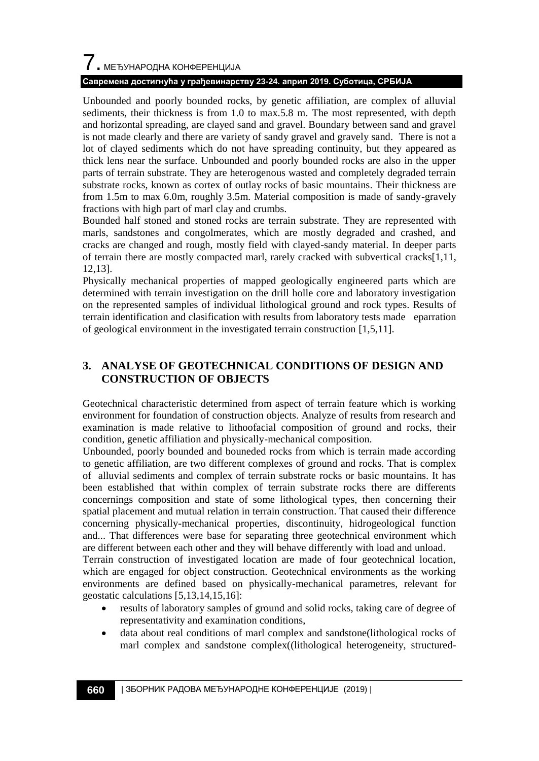Unbounded and poorly bounded rocks, by genetic affiliation, are complex of alluvial sediments, their thickness is from 1.0 to max.5.8 m. The most represented, with depth and horizontal spreading, are clayed sand and gravel. Boundary between sand and gravel is not made clearly and there are variety of sandy gravel and gravely sand. There is not a lot of clayed sediments which do not have spreading continuity, but they appeared as thick lens near the surface. Unbounded and poorly bounded rocks are also in the upper parts of terrain substrate. They are heterogenous wasted and completely degraded terrain substrate rocks, known as cortex of outlay rocks of basic mountains. Their thickness are from 1.5m to max 6.0m, roughly 3.5m. Material composition is made of sandy-gravely fractions with high part of marl clay and crumbs.

Bounded half stoned and stoned rocks are terrain substrate. They are represented with marls, sandstones and congolmerates, which are mostly degraded and crashed, and cracks are changed and rough, mostly field with clayed-sandy material. In deeper parts of terrain there are mostly compacted marl, rarely cracked with subvertical cracks[1,11, 12,13].

Physically mechanical properties of mapped geologically engineered parts which are determined with terrain investigation on the drill holle core and laboratory investigation on the represented samples of individual lithological ground and rock types. Results of terrain identification and clasification with results from laboratory tests made eparration of geological environment in the investigated terrain construction [1,5,11].

## 3. ANALYSE OF GEOTECHNICAL CONDITIONS OF DESIGN AND CONSTRUCTION OF OBJECTS

Geotechnical characteristic determined from aspect of terrain feature which is working environment for foundation of construction objects. Analyze of results from research and examination is made relative to lithoofacial composition of ground and rocks, their condition, genetic affiliation and physically-mechanical composition.

Unbounded, poorly bounded and bouneded rocks from which is terrain made according to genetic affiliation, are two different complexes of ground and rocks. That is complex of alluvial sediments and complex of terrain substrate rocks or basic mountains. It has been established that within complex of terrain substrate rocks there are differents concernings composition and state of some lithological types, then concerning their spatial placement and mutual relation in terrain construction. That caused their difference concerning physically-mechanical properties, discontinuity, hidrogeological function and... That differences were base for separating three geotechnical environment which are different between each other and they will behave differently with load and unload.

Terrain construction of investigated location are made of four geotechnical location, which are engaged for object construction. Geotechnical environments as the working environments are defined based on physically-mechanical parametres, relevant for geostatic calculations [5,13,14,15,16]:

- results of laboratory samples of ground and solid rocks, taking care of degree of representativity and examination conditions,
- data about real conditions of marl complex and sandstone(lithological rocks of marl complex and sandstone complex((lithological heterogeneity, structured-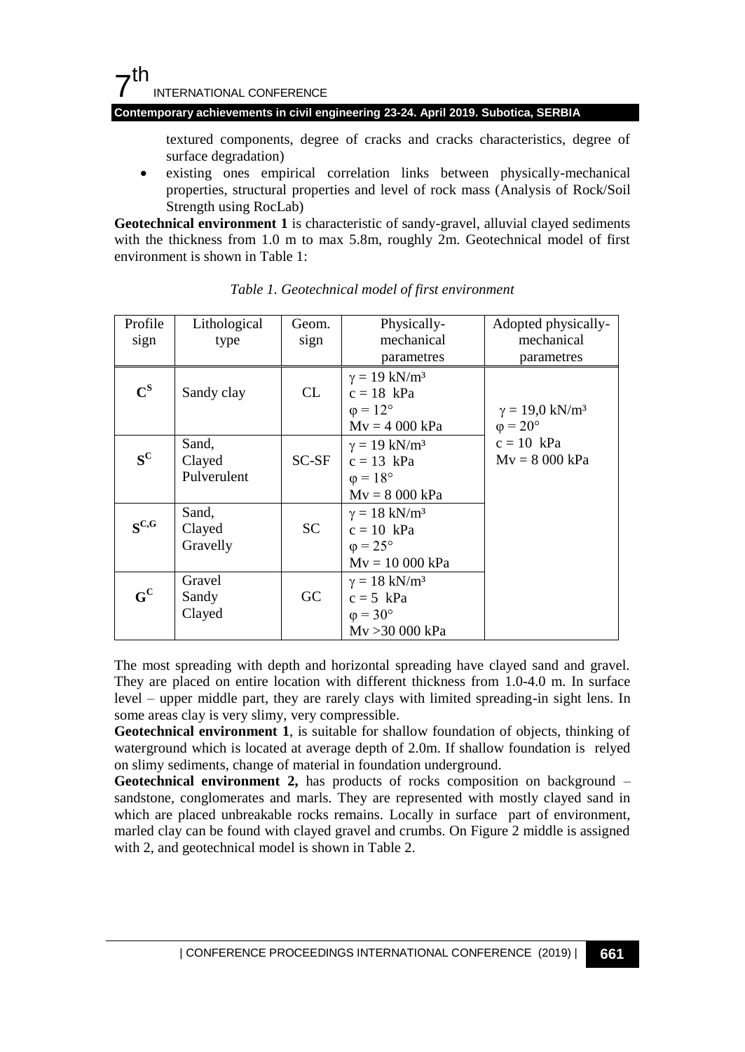textured components, degree of cracks and cracks characteristics, degree of surface degradation)

- existing ones empirical correlation links between physically-mechanical properties, structural properties and level of rock mass (Analysis of Rock/Soil Strength using RocLab)

**Geotechnical environment 1** is characteristic of sandy-gravel, alluvial clayed sediments with the thickness from 1.0 m to max 5.8m, roughly 2m. Geotechnical model of first environment is shown in Table 1:

*Table 1. Geotechnical model of first environment*

| Profile sign | Lithological type | Geom. sign | Physically-mechanical parametres | Adopted physically-mechanical parametres |
|---|---|---|---|---|
| $C^S$ | Sandy clay | CL | $\gamma = 19$ kN/m³<br>$c = 18$ kPa<br>$\varphi = 12°$<br>Mv = 4 000 kPa | $\gamma = 19,0$ kN/m³<br>$\varphi = 20°$<br>$c = 10$ kPa<br>Mv = 8 000 kPa |
| $S^C$ | Sand, Clayed Pulverulent | SC-SF | $\gamma = 19$ kN/m³<br>$c = 13$ kPa<br>$\varphi = 18°$<br>Mv = 8 000 kPa | |
| $S^{C,G}$ | Sand, Clayed Gravelly | SC | $\gamma = 18$ kN/m³<br>$c = 10$ kPa<br>$\varphi = 25°$<br>Mv = 10 000 kPa | |
| $G^C$ | Gravel Sandy Clayed | GC | $\gamma = 18$ kN/m³<br>$c = 5$ kPa<br>$\varphi = 30°$<br>Mv >30 000 kPa | |

The most spreading with depth and horizontal spreading have clayed sand and gravel. They are placed on entire location with different thickness from 1.0-4.0 m. In surface level – upper middle part, they are rarely clays with limited spreading-in sight lens. In some areas clay is very slimy, very compressible.

**Geotechnical environment 1**, is suitable for shallow foundation of objects, thinking of waterground which is located at average depth of 2.0m. If shallow foundation is relyed on slimy sediments, change of material in foundation underground.

**Geotechnical environment 2,** has products of rocks composition on background – sandstone, conglomerates and marls. They are represented with mostly clayed sand in which are placed unbreakable rocks remains. Locally in surface part of environment, marled clay can be found with clayed gravel and crumbs. On Figure 2 middle is assigned with 2, and geotechnical model is shown in Table 2.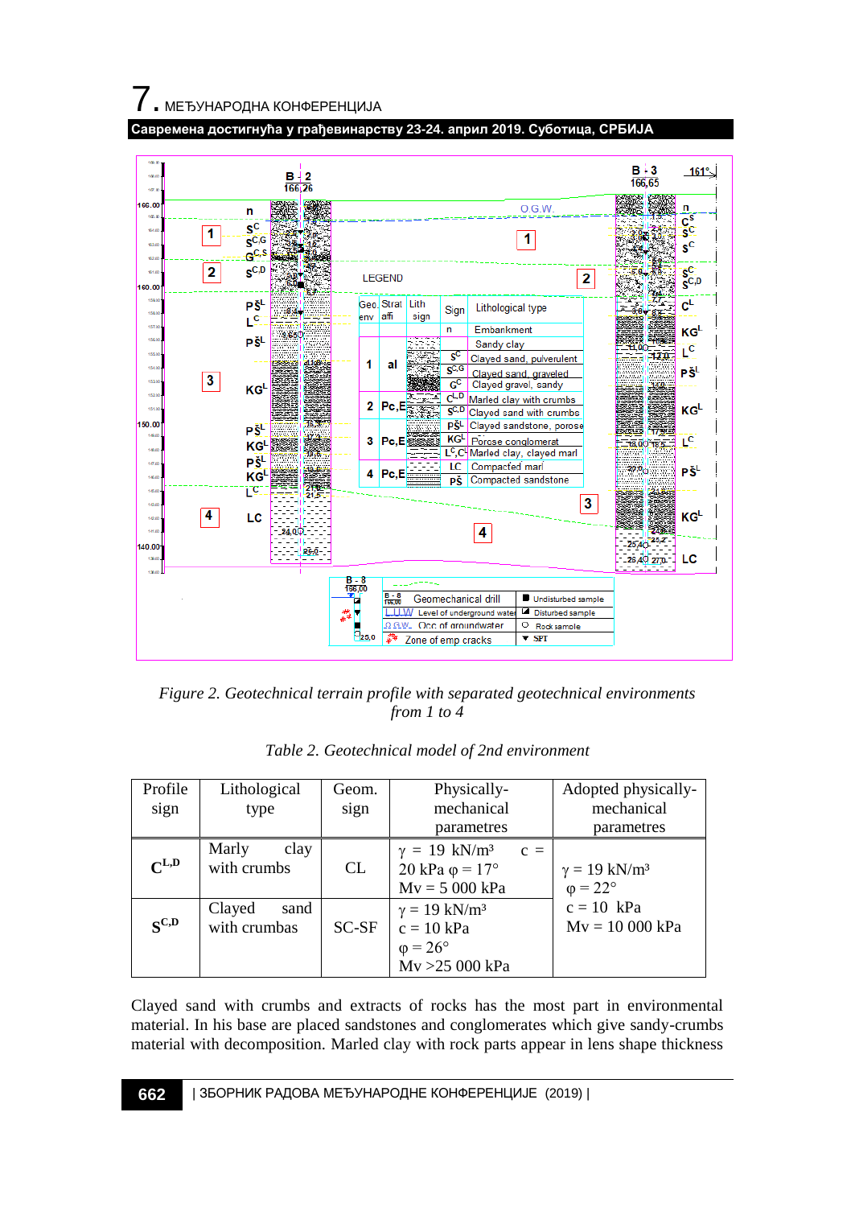*Figure 2. Geotechnical terrain profile with separated geotechnical environments from 1 to 4*

*Table 2. Geotechnical model of 2nd environment*

| Profile sign | Lithological type | Geom. sign | Physically-mechanical parametres | Adopted physically-mechanical parametres |
|---|---|---|---|---|
| $C^{L,D}$ | Marly clay with crumbs | CL | γ = 19 kN/m³ c = 20 kPa φ = 17° Mv = 5 000 kPa | γ = 19 kN/m³ φ = 22° c = 10 kPa Mv = 10 000 kPa |
| $S^{C,D}$ | Clayed sand with crumbas | SC-SF | γ = 19 kN/m³ c = 10 kPa φ = 26° Mv >25 000 kPa | |

Clayed sand with crumbs and extracts of rocks has the most part in environmental material. In his base are placed sandstones and conglomerates which give sandy-crumbs material with decomposition. Marled clay with rock parts appear in lens shape thickness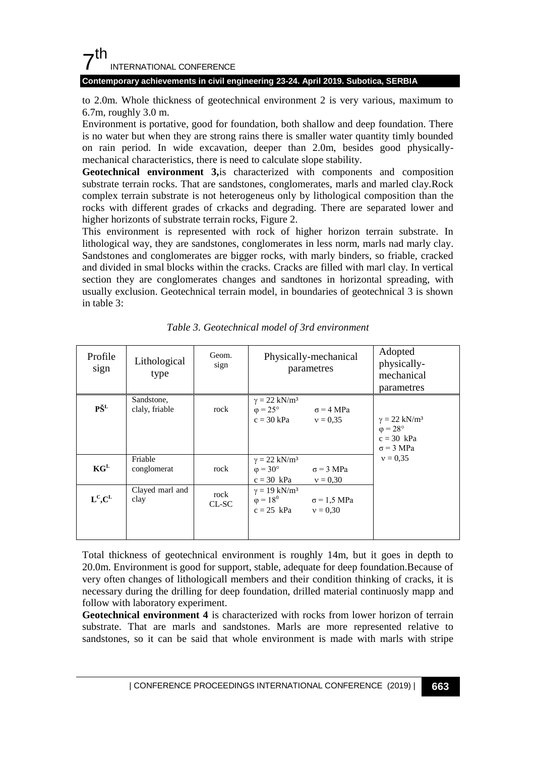to 2.0m. Whole thickness of geotechnical environment 2 is very various, maximum to 6.7m, roughly 3.0 m.

Environment is portative, good for foundation, both shallow and deep foundation. There is no water but when they are strong rains there is smaller water quantity timly bounded on rain period. In wide excavation, deeper than 2.0m, besides good physically-mechanical characteristics, there is need to calculate slope stability.

**Geotechnical environment 3,**is characterized with components and composition substrate terrain rocks. That are sandstones, conglomerates, marls and marled clay.Rock complex terrain substrate is not heterogeneus only by lithological composition than the rocks with different grades of crkacks and degrading. There are separated lower and higher horizonts of substrate terrain rocks, Figure 2.

This environment is represented with rock of higher horizon terrain substrate. In lithological way, they are sandstones, conglomerates in less norm, marls nad marly clay. Sandstones and conglomerates are bigger rocks, with marly binders, so friable, cracked and divided in smal blocks within the cracks. Cracks are filled with marl clay. In vertical section they are conglomerates changes and sandtones in horizontal spreading, with usually exclusion. Geotechnical terrain model, in boundaries of geotechnical 3 is shown in table 3:

*Table 3. Geotechnical model of 3rd environment*

| Profile sign | Lithological type | Geom. sign | Physically-mechanical parametres | Adopted physically-mechanical parametres |
|---|---|---|---|---|
| **$P\check{S}^L$** | Sandstone, claly, friable | rock | $\gamma = 22$ kN/m³, $\varphi = 25°$, $c = 30$ kPa, $\sigma = 4$ MPa, $\nu = 0{,}35$ | $\gamma = 22$ kN/m³, $\varphi = 28°$, $c = 30$ kPa, $\sigma = 3$ MPa, $\nu = 0{,}35$ |
| **$KG^L$** | Friable conglomerat | rock | $\gamma = 22$ kN/m³, $\varphi = 30°$, $c = 30$ kPa, $\sigma = 3$ MPa, $\nu = 0{,}30$ | |
| **$L^C, C^L$** | Clayed marl and clay | rock CL-SC | $\gamma = 19$ kN/m³, $\varphi = 18^0$, $c = 25$ kPa, $\sigma = 1{,}5$ MPa, $\nu = 0{,}30$ | |

Total thickness of geotechnical environment is roughly 14m, but it goes in depth to 20.0m. Environment is good for support, stable, adequate for deep foundation.Because of very often changes of lithologicall members and their condition thinking of cracks, it is necessary during the drilling for deep foundation, drilled material continuosly mapp and follow with laboratory experiment.

**Geotechnical environment 4** is characterized with rocks from lower horizon of terrain substrate. That are marls and sandstones. Marls are more represented relative to sandstones, so it can be said that whole environment is made with marls with stripe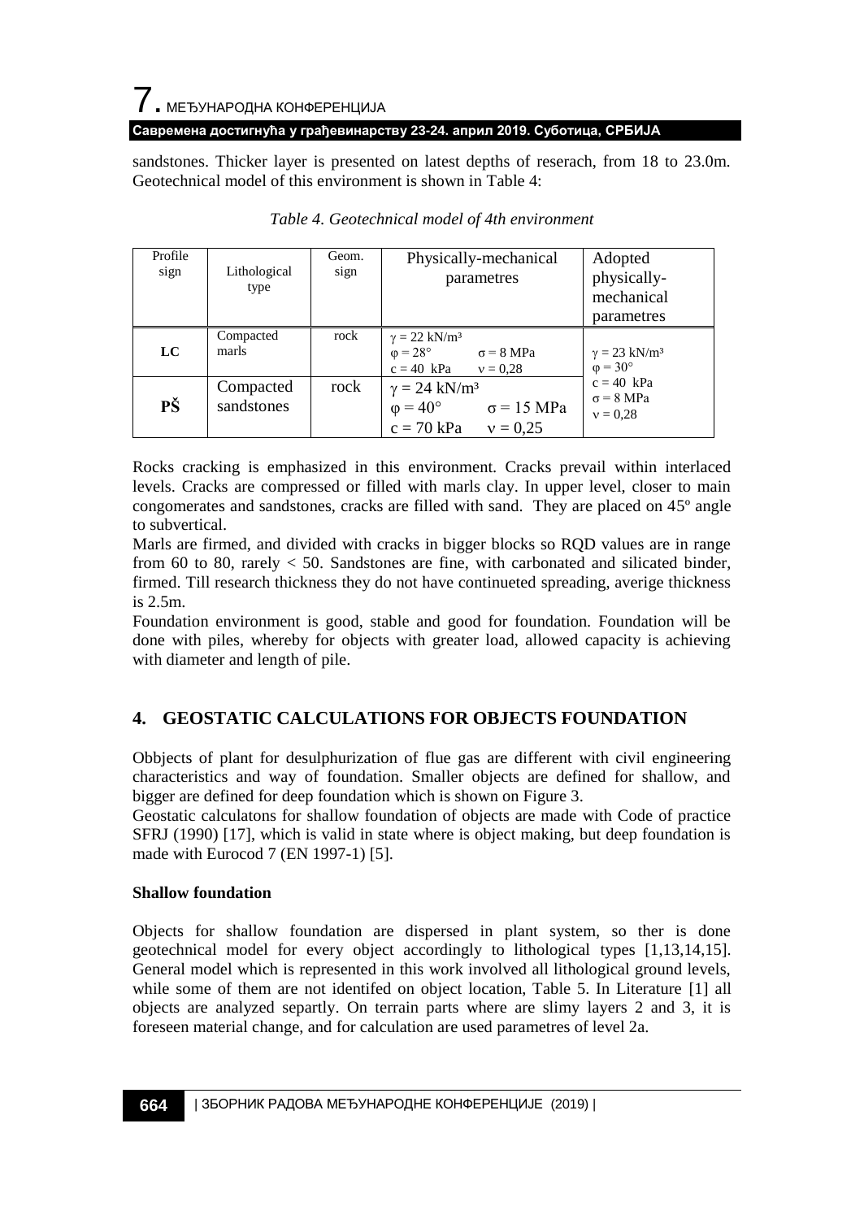sandstones. Thicker layer is presented on latest depths of reserach, from 18 to 23.0m. Geotechnical model of this environment is shown in Table 4:

*Table 4. Geotechnical model of 4th environment*

| Profile sign | Lithological type | Geom. sign | Physically-mechanical parametres | Adopted physically-mechanical parametres |
|---|---|---|---|---|
| **LC** | Compacted marls | rock | $\gamma = 22$ kN/m³<br>$\varphi = 28°$ $\sigma = 8$ MPa<br>$c = 40$ kPa $\nu = 0{,}28$ | $\gamma = 23$ kN/m³<br>$\varphi = 30°$<br>$c = 40$ kPa<br>$\sigma = 8$ MPa<br>$\nu = 0{,}28$ |
| **PŠ** | Compacted sandstones | rock | $\gamma = 24$ kN/m³<br>$\varphi = 40°$ $\sigma = 15$ MPa<br>$c = 70$ kPa $\nu = 0{,}25$ | |

Rocks cracking is emphasized in this environment. Cracks prevail within interlaced levels. Cracks are compressed or filled with marls clay. In upper level, closer to main congomerates and sandstones, cracks are filled with sand. They are placed on 45º angle to subvertical.

Marls are firmed, and divided with cracks in bigger blocks so RQD values are in range from 60 to 80, rarely < 50. Sandstones are fine, with carbonated and silicated binder, firmed. Till research thickness they do not have continueted spreading, averige thickness is 2.5m.

Foundation environment is good, stable and good for foundation. Foundation will be done with piles, whereby for objects with greater load, allowed capacity is achieving with diameter and length of pile.

## 4. GEOSTATIC CALCULATIONS FOR OBJECTS FOUNDATION

Obbjects of plant for desulphurization of flue gas are different with civil engineering characteristics and way of foundation. Smaller objects are defined for shallow, and bigger are defined for deep foundation which is shown on Figure 3.

Geostatic calculatons for shallow foundation of objects are made with Code of practice SFRJ (1990) [17], which is valid in state where is object making, but deep foundation is made with Eurocod 7 (EN 1997-1) [5].

### Shallow foundation

Objects for shallow foundation are dispersed in plant system, so ther is done geotechnical model for every object accordingly to lithological types [1,13,14,15]. General model which is represented in this work involved all lithological ground levels, while some of them are not identifed on object location, Table 5. In Literature [1] all objects are analyzed separtly. On terrain parts where are slimy layers 2 and 3, it is foreseen material change, and for calculation are used parametres of level 2a.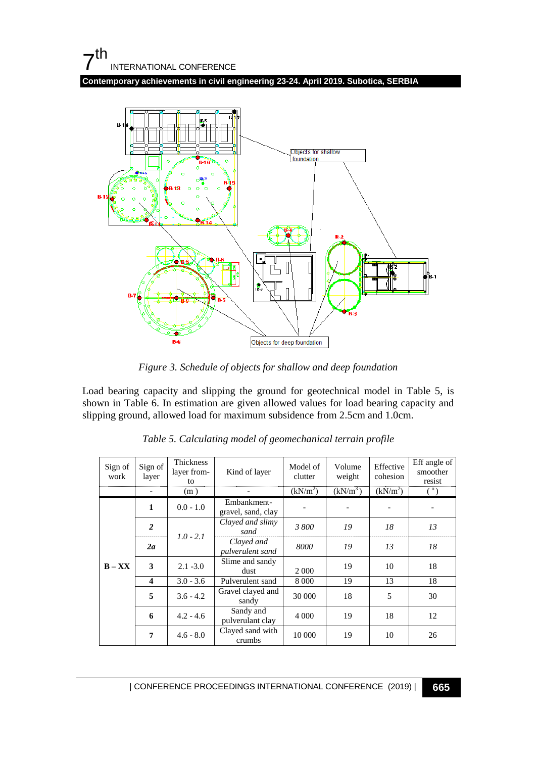*Figure 3. Schedule of objects for shallow and deep foundation*

Load bearing capacity and slipping the ground for geotechnical model in Table 5, is shown in Table 6. In estimation are given allowed values for load bearing capacity and slipping ground, allowed load for maximum subsidence from 2.5cm and 1.0cm.

*Table 5. Calculating model of geomechanical terrain profile*

| Sign of work | Sign of layer | Thickness layer from-to | Kind of layer | Model of clutter | Volume weight | Effective cohesion | Eff angle of smoother resist |
|---|---|---|---|---|---|---|---|
| | - | (m ) | - | (kN/m$^2$) | (kN/m$^3$ ) | (kN/m$^2$) | ( ° ) |
| B – XX | **1** | 0.0 - 1.0 | Embankment-gravel, sand, clay | - | - | - | - |
| | ***2*** | *1.0 - 2.1* | *Clayed and slimy sand* | *3 800* | *19* | *18* | *13* |
| | ***2a*** | | *Clayed and pulverulent sand* | *8000* | *19* | *13* | *18* |
| | **3** | 2.1 -3.0 | Slime and sandy dust | 2 000 | 19 | 10 | 18 |
| | **4** | 3.0 - 3.6 | Pulverulent sand | 8 000 | 19 | 13 | 18 |
| | **5** | 3.6 - 4.2 | Gravel clayed and sandy | 30 000 | 18 | 5 | 30 |
| | **6** | 4.2 - 4.6 | Sandy and pulveruant clay | 4 000 | 19 | 18 | 12 |
| | **7** | 4.6 - 8.0 | Clayed sand with crumbs | 10 000 | 19 | 10 | 26 |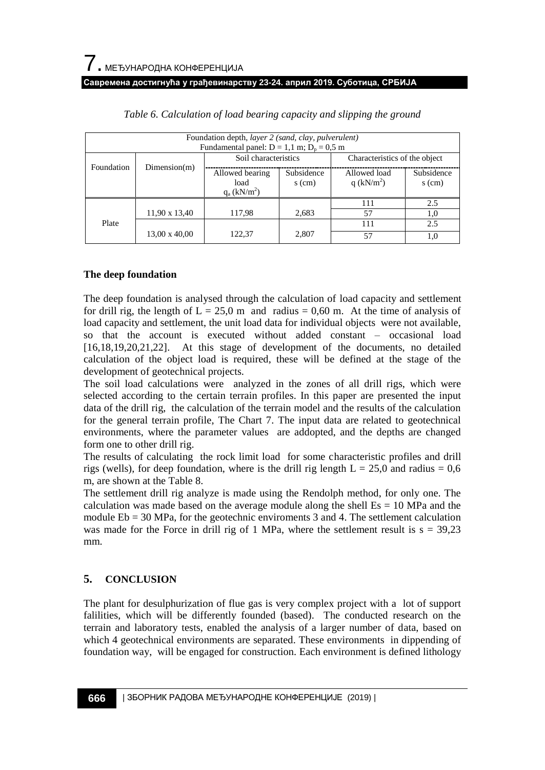*Table 6. Calculation of load bearing capacity and slipping the ground*

| Foundation depth, *layer 2 (sand, clay, pulverulent)* Fundamental panel: D = 1,1 m; $D_p$ = 0,5 m | | | | | |
|---|---|---|---|---|---|
| Foundation | Dimension(m) | Soil characteristics | | Characteristics of the object | |
| | | Allowed bearing load $q_a$ ($kN/m^2$) | Subsidence s (cm) | Allowed load q ($kN/m^2$) | Subsidence s (cm) |
| Plate | 11,90 x 13,40 | 117,98 | 2,683 | 111 | 2.5 |
| | | | | 57 | 1,0 |
| | 13,00 x 40,00 | 122,37 | 2,807 | 111 | 2.5 |
| | | | | 57 | 1,0 |

**The deep foundation**

The deep foundation is analysed through the calculation of load capacity and settlement for drill rig, the length of L = 25,0 m and radius = 0,60 m. At the time of analysis of load capacity and settlement, the unit load data for individual objects were not available, so that the account is executed without added constant – occasional load [16,18,19,20,21,22]. At this stage of development of the documents, no detailed calculation of the object load is required, these will be defined at the stage of the development of geotechnical projects.

The soil load calculations were analyzed in the zones of all drill rigs, which were selected according to the certain terrain profiles. In this paper are presented the input data of the drill rig, the calculation of the terrain model and the results of the calculation for the general terrain profile, The Chart 7. The input data are related to geotechnical environments, where the parameter values are addopted, and the depths are changed form one to other drill rig.

The results of calculating the rock limit load for some characteristic profiles and drill rigs (wells), for deep foundation, where is the drill rig length L = 25,0 and radius = 0,6 m, are shown at the Table 8.

The settlement drill rig analyze is made using the Rendolph method, for only one. The calculation was made based on the average module along the shell Es = 10 MPa and the module Eb = 30 MPa, for the geotechnic enviroments 3 and 4. The settlement calculation was made for the Force in drill rig of 1 MPa, where the settlement result is s = 39,23 mm.

## 5. CONCLUSION

The plant for desulphurization of flue gas is very complex project with a lot of support falilities, which will be differently founded (based). The conducted research on the terrain and laboratory tests, enabled the analysis of a larger number of data, based on which 4 geotechnical environments are separated. These environments in dippending of foundation way, will be engaged for construction. Each environment is defined lithology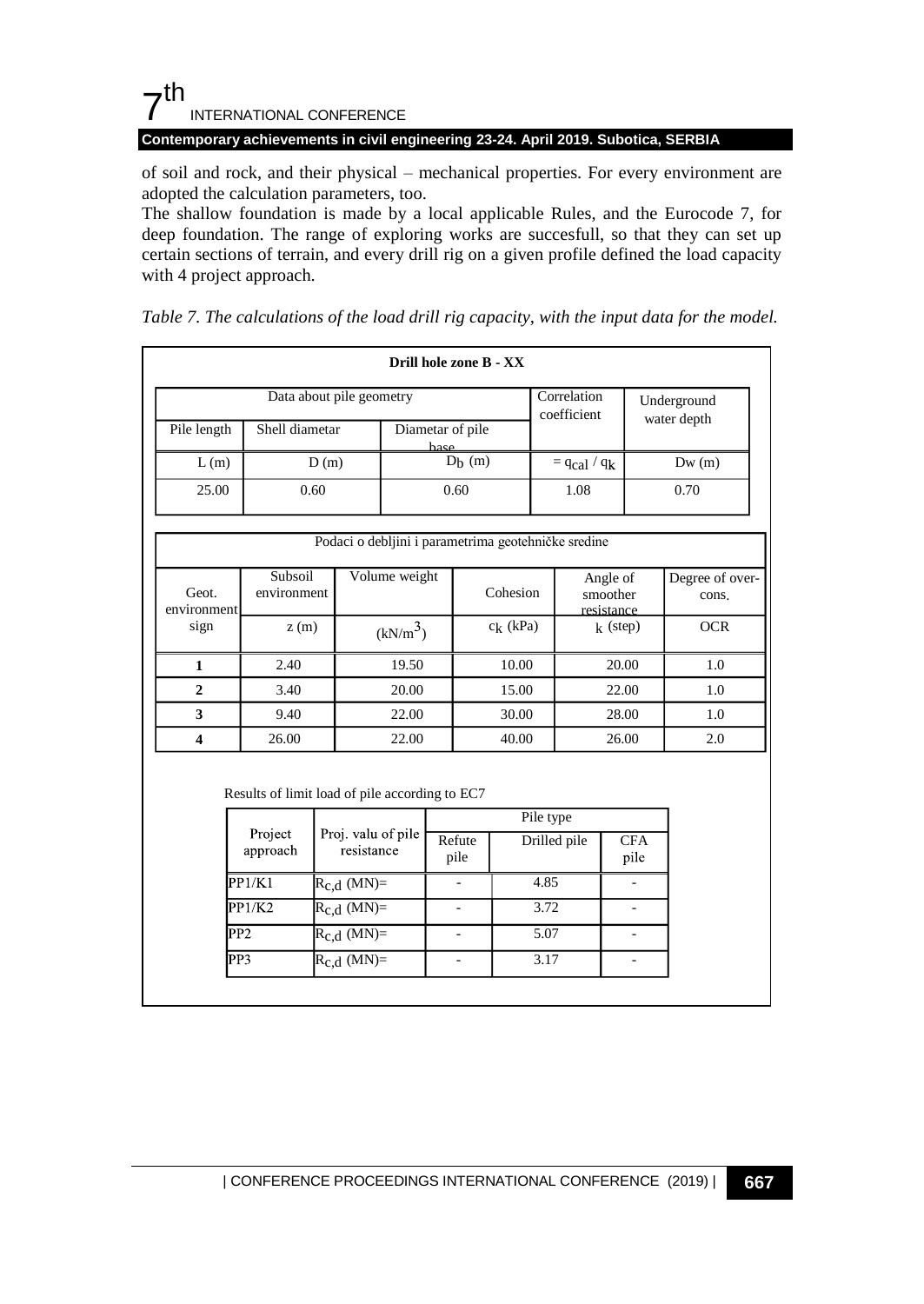of soil and rock, and their physical – mechanical properties. For every environment are adopted the calculation parameters, too.

The shallow foundation is made by a local applicable Rules, and the Eurocode 7, for deep foundation. The range of exploring works are succesfull, so that they can set up certain sections of terrain, and every drill rig on a given profile defined the load capacity with 4 project approach.

*Table 7. The calculations of the load drill rig capacity, with the input data for the model.*

**Drill hole zone B - XX**

| Data about pile geometry | | | Correlation coefficient | Underground water depth |
|---|---|---|---|---|
| Pile length | Shell diametar | Diametar of pile base | | |
| L (m) | D (m) | $D_b$ (m) | $= q_{cal} / q_k$ | Dw (m) |
| 25.00 | 0.60 | 0.60 | 1.08 | 0.70 |

| Podaci o debljini i parametrima geotehničke sredine | | | | | |
|---|---|---|---|---|---|
| Geot. environment sign | Subsoil environment | Volume weight | Cohesion | Angle of smoother resistance | Degree of over-cons. |
| | z (m) | ($kN/m^3$) | $c_k$ (kPa) | $k$ (step) | OCR |
| **1** | 2.40 | 19.50 | 10.00 | 20.00 | 1.0 |
| **2** | 3.40 | 20.00 | 15.00 | 22.00 | 1.0 |
| **3** | 9.40 | 22.00 | 30.00 | 28.00 | 1.0 |
| **4** | 26.00 | 22.00 | 40.00 | 26.00 | 2.0 |

Results of limit load of pile according to EC7

| Project approach | Proj. valu of pile resistance | Pile type | | |
|---|---|---|---|---|
| | | Refute pile | Drilled pile | CFA pile |
| PP1/K1 | $R_{c,d}$ (MN)= | - | 4.85 | - |
| PP1/K2 | $R_{c,d}$ (MN)= | - | 3.72 | - |
| PP2 | $R_{c,d}$ (MN)= | - | 5.07 | - |
| PP3 | $R_{c,d}$ (MN)= | - | 3.17 | - |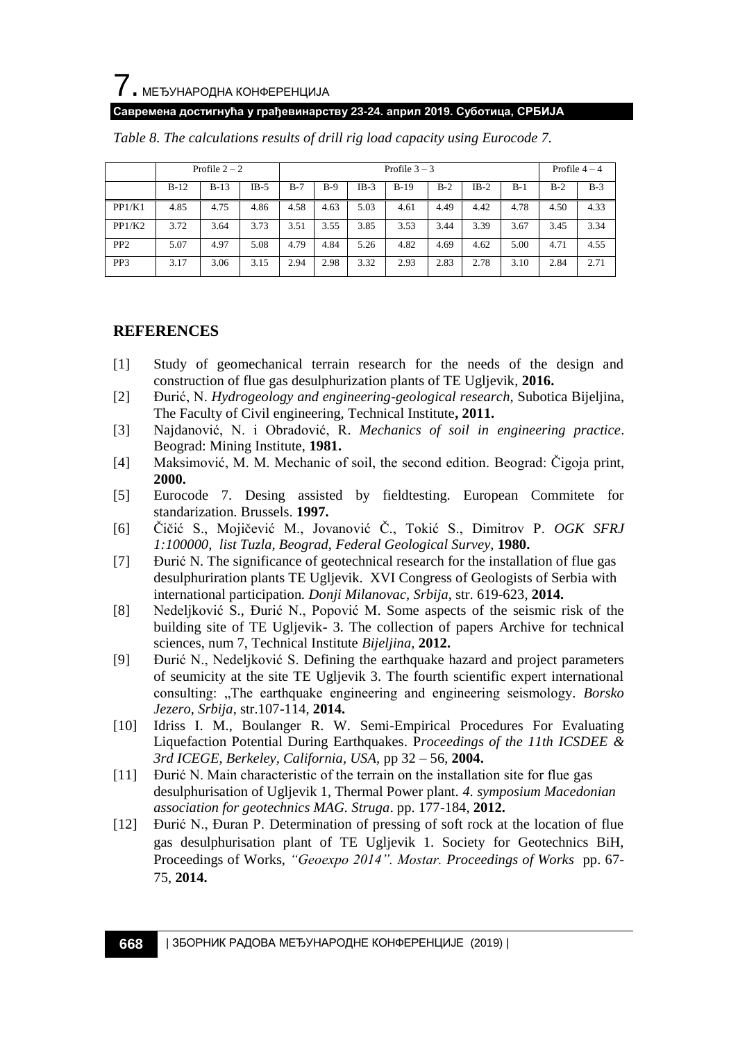*Table 8. The calculations results of drill rig load capacity using Eurocode 7.*

| | Profile 2 – 2 | | | Profile 3 – 3 | | | | | | | Profile 4 – 4 | |
|---|---|---|---|---|---|---|---|---|---|---|---|---|
| | B-12 | B-13 | IB-5 | B-7 | B-9 | IB-3 | B-19 | B-2 | IB-2 | B-1 | B-2 | B-3 |
| PP1/K1 | 4.85 | 4.75 | 4.86 | 4.58 | 4.63 | 5.03 | 4.61 | 4.49 | 4.42 | 4.78 | 4.50 | 4.33 |
| PP1/K2 | 3.72 | 3.64 | 3.73 | 3.51 | 3.55 | 3.85 | 3.53 | 3.44 | 3.39 | 3.67 | 3.45 | 3.34 |
| PP2 | 5.07 | 4.97 | 5.08 | 4.79 | 4.84 | 5.26 | 4.82 | 4.69 | 4.62 | 5.00 | 4.71 | 4.55 |
| PP3 | 3.17 | 3.06 | 3.15 | 2.94 | 2.98 | 3.32 | 2.93 | 2.83 | 2.78 | 3.10 | 2.84 | 2.71 |

## REFERENCES

[1] Study of geomechanical terrain research for the needs of the design and construction of flue gas desulphurization plants of TE Ugljevik, **2016.**

[2] Đurić, N. *Hydrogeology and engineering-geological research,* Subotica Bijeljina, The Faculty of Civil engineering, Technical Institute**, 2011.**

[3] Najdanović, N. i Obradović, R. *Mechanics of soil in engineering practice*. Beograd: Mining Institute, **1981.**

[4] Maksimović, M. M. Mechanic of soil, the second edition. Beograd: Čigoja print, **2000.**

[5] Eurocode 7. Desing assisted by fieldtesting. European Commitete for standarization. Brussels. **1997.**

[6] Čičić S., Mojičević M., Jovanović Č., Tokić S., Dimitrov P. *OGK SFRJ 1:100000, list Tuzla, Beograd, Federal Geological Survey,* **1980.**

[7] Đurić N. The significance of geotechnical research for the installation of flue gas desulphuriration plants TE Ugljevik. XVI Congress of Geologists of Serbia with international participation*. Donji Milanovac, Srbija*, str. 619-623, **2014.**

[8] Nedeljković S., Đurić N., Popović M. Some aspects of the seismic risk of the building site of TE Ugljevik- 3. The collection of papers Archive for technical sciences, num 7, Technical Institute *Bijeljina,* **2012.**

[9] Đurić N., Nedeljković S. Defining the earthquake hazard and project parameters of seumicity at the site TE Ugljevik 3. The fourth scientific expert international consulting: „The earthquake engineering and engineering seismology. *Borsko Jezero, Srbija*, str.107-114, **2014.**

[10] Idriss I. M., Boulanger R. W. Semi-Empirical Procedures For Evaluating Liquefaction Potential During Earthquakes. P*roceedings of the 11th ICSDEE & 3rd ICEGE, Berkeley, California, USA,* pp 32 – 56, **2004.**

[11] Đurić N. Main characteristic of the terrain on the installation site for flue gas desulphurisation of Ugljevik 1, Thermal Power plant*. 4. symposium Macedonian association for geotechnics MAG. Struga*. pp. 177-184, **2012.**

[12] Đurić N., Đuran P. Determination of pressing of soft rock at the location of flue gas desulphurisation plant of TE Ugljevik 1. Society for Geotechnics BiH, Proceedings of Works, *"Geoexpo 2014". Mostar. Proceedings of Works* pp. 67-75, **2014.**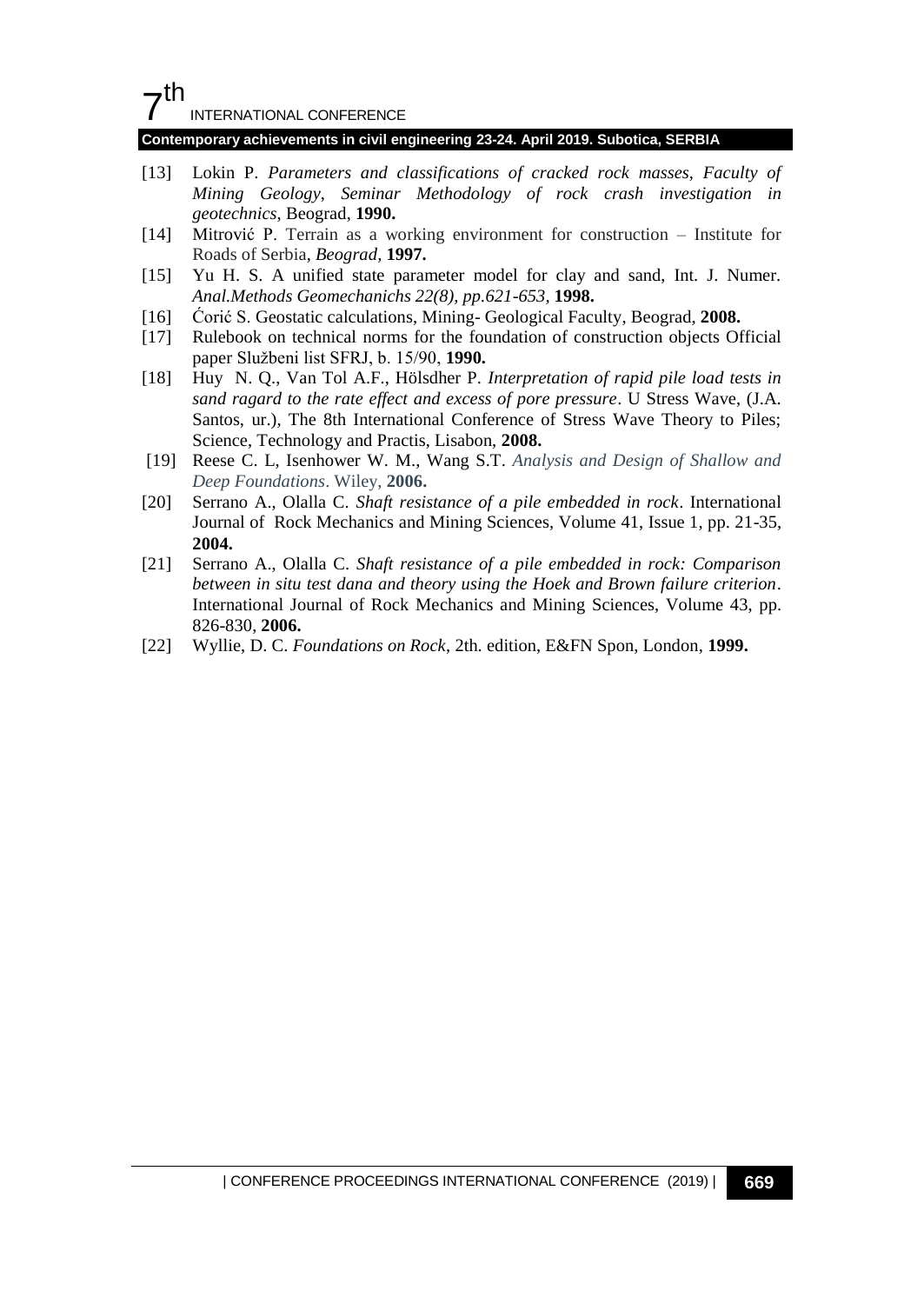[13] Lokin P. *Parameters and classifications of cracked rock masses, Faculty of Mining Geology, Seminar Methodology of rock crash investigation in geotechnics*, Beograd, **1990.**

[14] Mitrović P. Terrain as a working environment for construction – Institute for Roads of Serbia, *Beograd*, **1997.**

[15] Yu H. S. A unified state parameter model for clay and sand, Int. J. Numer. *Anal.Methods Geomechanichs 22(8), pp.621-653,* **1998.**

[16] Ćorić S. Geostatic calculations, Mining- Geological Faculty, Beograd, **2008.**

[17] Rulebook on technical norms for the foundation of construction objects Official paper Službeni list SFRJ, b. 15/90, **1990.**

[18] Huy N. Q., Van Tol A.F., Hölsdher P. *Interpretation of rapid pile load tests in sand ragard to the rate effect and excess of pore pressure*. U Stress Wave, (J.A. Santos, ur.), The 8th International Conference of Stress Wave Theory to Piles; Science, Technology and Practis, Lisabon, **2008.**

[19] Reese C. L, Isenhower W. M., Wang S.T. *Analysis and Design of Shallow and Deep Foundations*. Wiley, **2006.**

[20] Serrano A., Olalla C. *Shaft resistance of a pile embedded in rock*. International Journal of Rock Mechanics and Mining Sciences, Volume 41, Issue 1, pp. 21-35, **2004.**

[21] Serrano A., Olalla C. *Shaft resistance of a pile embedded in rock: Comparison between in situ test dana and theory using the Hoek and Brown failure criterion*. International Journal of Rock Mechanics and Mining Sciences, Volume 43, pp. 826-830, **2006.**

[22] Wyllie, D. C. *Foundations on Rock*, 2th. edition, E&FN Spon, London, **1999.**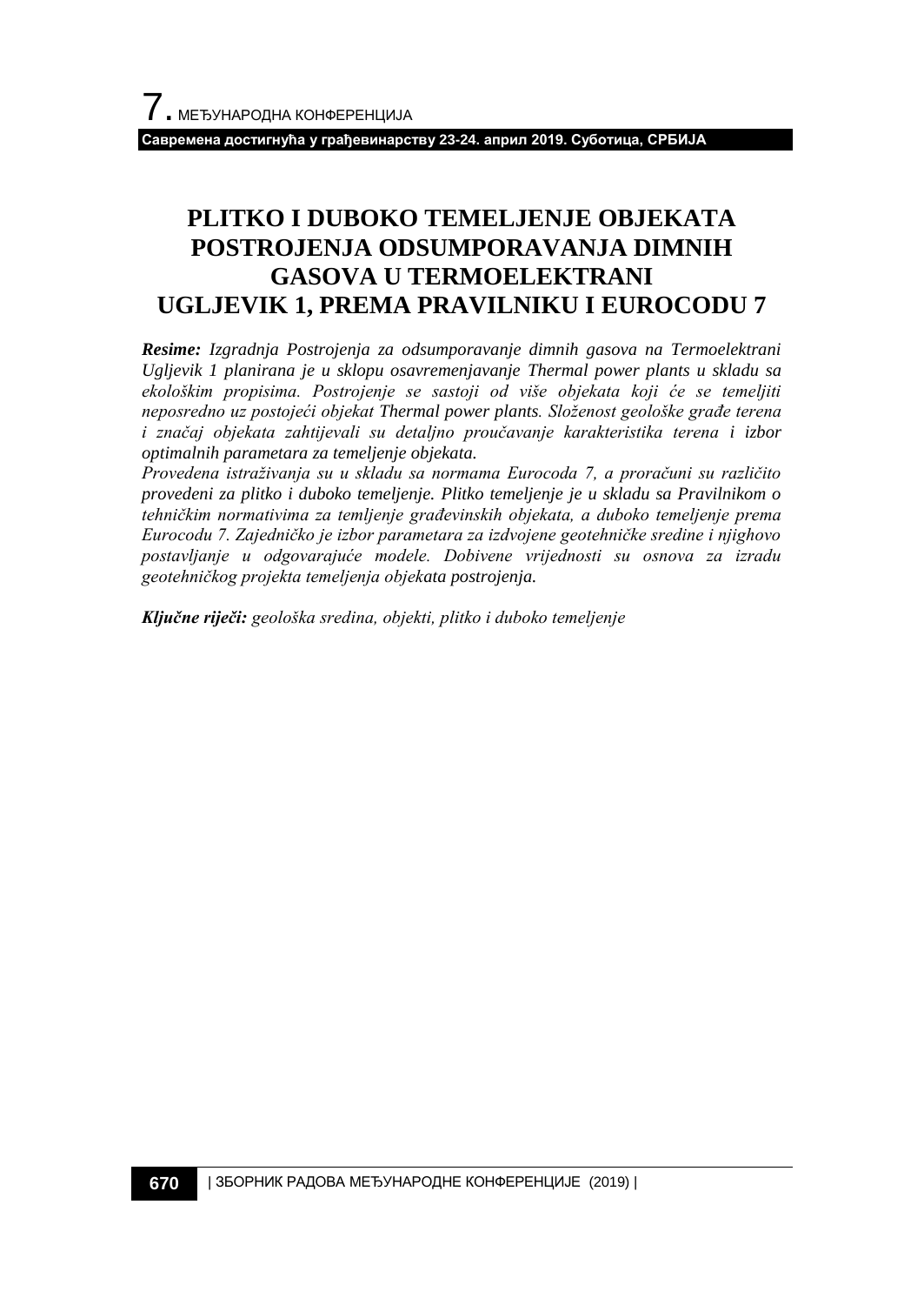# PLITKO I DUBOKO TEMELJENJE OBJEKATA POSTROJENJA ODSUMPORAVANJA DIMNIH GASOVA U TERMOELEKTRANI UGLJEVIK 1, PREMA PRAVILNIKU I EUROCODU 7

***Resime:*** *Izgradnja Postrojenja za odsumporavanje dimnih gasova na Termoelektrani Ugljevik 1 planirana je u sklopu osavremenjavanje Thermal power plants u skladu sa ekološkim propisima. Postrojenje se sastoji od više objekata koji će se temeljiti neposredno uz postojeći objekat Thermal power plants. Složenost geološke građe terena i značaj objekata zahtijevali su detaljno proučavanje karakteristika terena i izbor optimalnih parametara za temeljenje objekata.*

*Provedena istraživanja su u skladu sa normama Eurocoda 7, a proračuni su različito provedeni za plitko i duboko temeljenje. Plitko temeljenje je u skladu sa Pravilnikom o tehničkim normativima za temljenje građevinskih objekata, a duboko temeljenje prema Eurocodu 7. Zajedničko je izbor parametara za izdvojene geotehničke sredine i njighovo postavljanje u odgovarajuće modele. Dobivene vrijednosti su osnova za izradu geotehničkog projekta temeljenja objekata postrojenja.*

***Ključne riječi:*** *geološka sredina, objekti, plitko i duboko temeljenje*